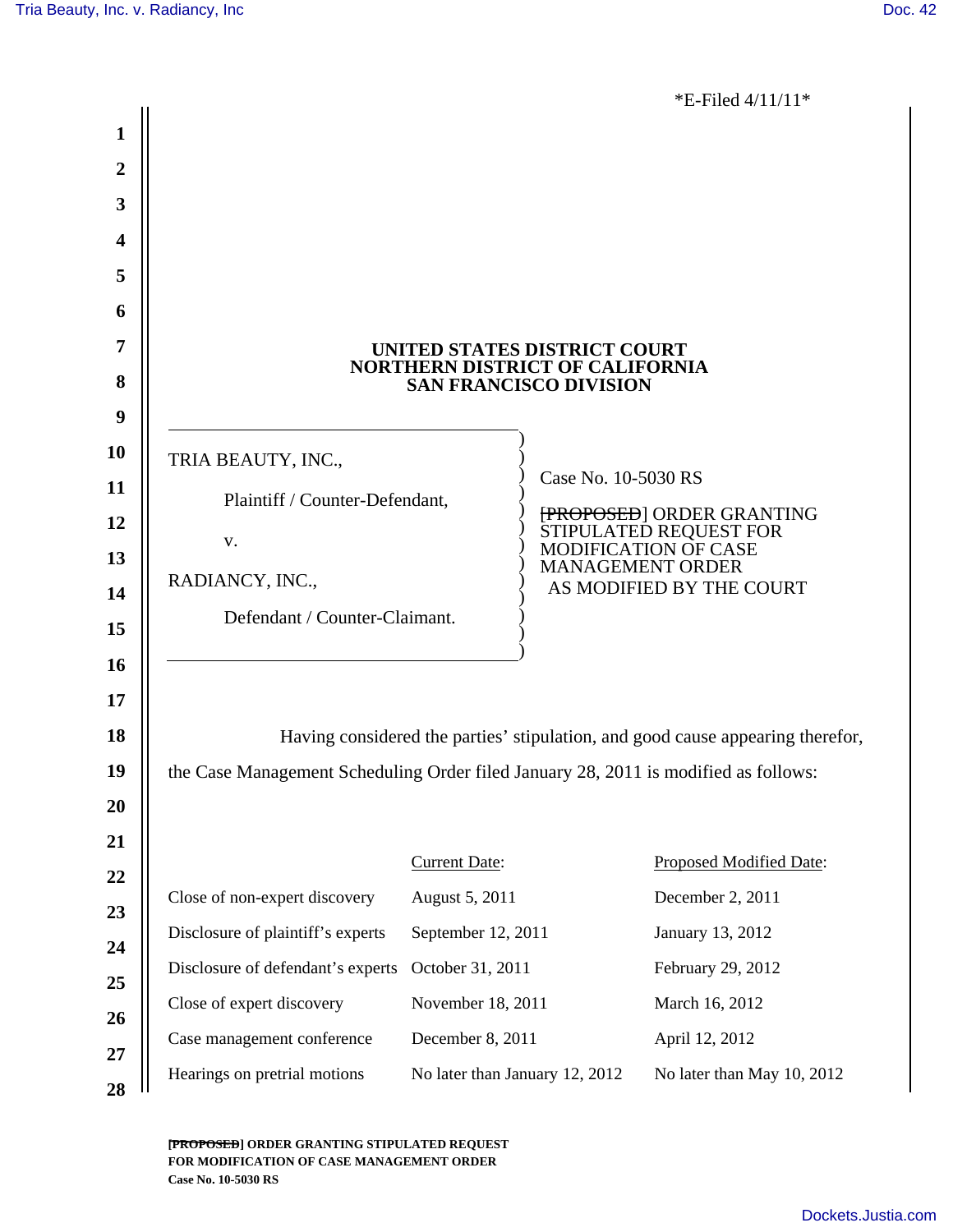*E-Filed 4/11/11*

**UNITED STATES DISTRICT COURT**
**NORTHERN DISTRICT OF CALIFORNIA**
**SAN FRANCISCO DIVISION**

TRIA BEAUTY, INC.,

Plaintiff / Counter-Defendant,

v.

RADIANCY, INC.,

Defendant / Counter-Claimant.

Case No. 10-5030 RS

~~[PROPOSED]~~ ORDER GRANTING STIPULATED REQUEST FOR MODIFICATION OF CASE MANAGEMENT ORDER AS MODIFIED BY THE COURT

Having considered the parties' stipulation, and good cause appearing therefor, the Case Management Scheduling Order filed January 28, 2011 is modified as follows:

| | Current Date: | Proposed Modified Date: |
|---|---|---|
| Close of non-expert discovery | August 5, 2011 | December 2, 2011 |
| Disclosure of plaintiff's experts | September 12, 2011 | January 13, 2012 |
| Disclosure of defendant's experts | October 31, 2011 | February 29, 2012 |
| Close of expert discovery | November 18, 2011 | March 16, 2012 |
| Case management conference | December 8, 2011 | April 12, 2012 |
| Hearings on pretrial motions | No later than January 12, 2012 | No later than May 10, 2012 |

**~~[PROPOSED]~~ ORDER GRANTING STIPULATED REQUEST FOR MODIFICATION OF CASE MANAGEMENT ORDER**
**Case No. 10-5030 RS**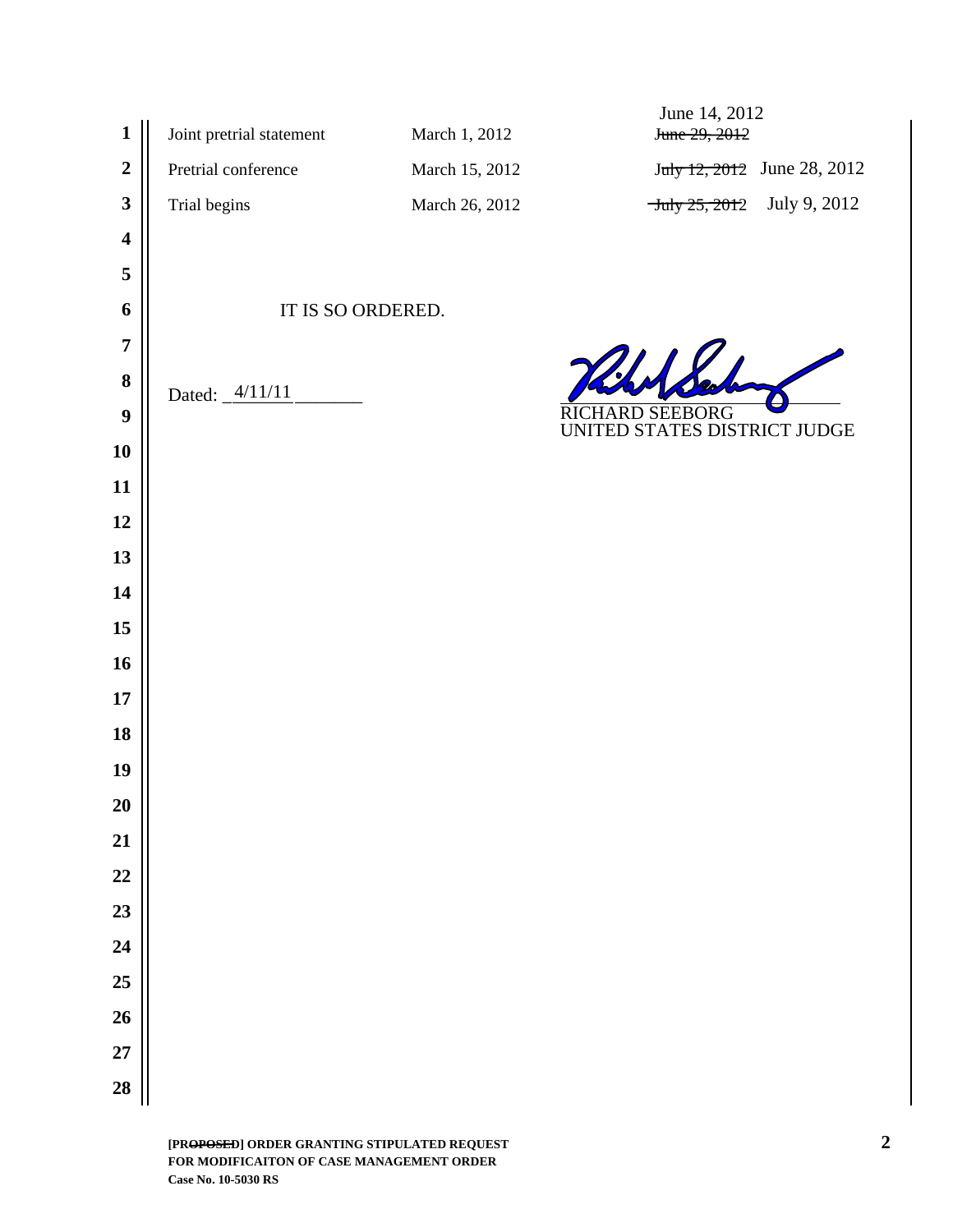| | | |
|---|---|---|
| Joint pretrial statement | March 1, 2012 | ~~June 29, 2012~~ June 14, 2012 |
| Pretrial conference | March 15, 2012 | ~~July 12, 2012~~ June 28, 2012 |
| Trial begins | March 26, 2012 | ~~July 25, 2012~~ July 9, 2012 |

IT IS SO ORDERED.

Dated: 4/11/11

RICHARD SEEBORG
UNITED STATES DISTRICT JUDGE

[PR~~OPOSED~~] ORDER GRANTING STIPULATED REQUEST FOR MODIFICAITON OF CASE MANAGEMENT ORDER
Case No. 10-5030 RS